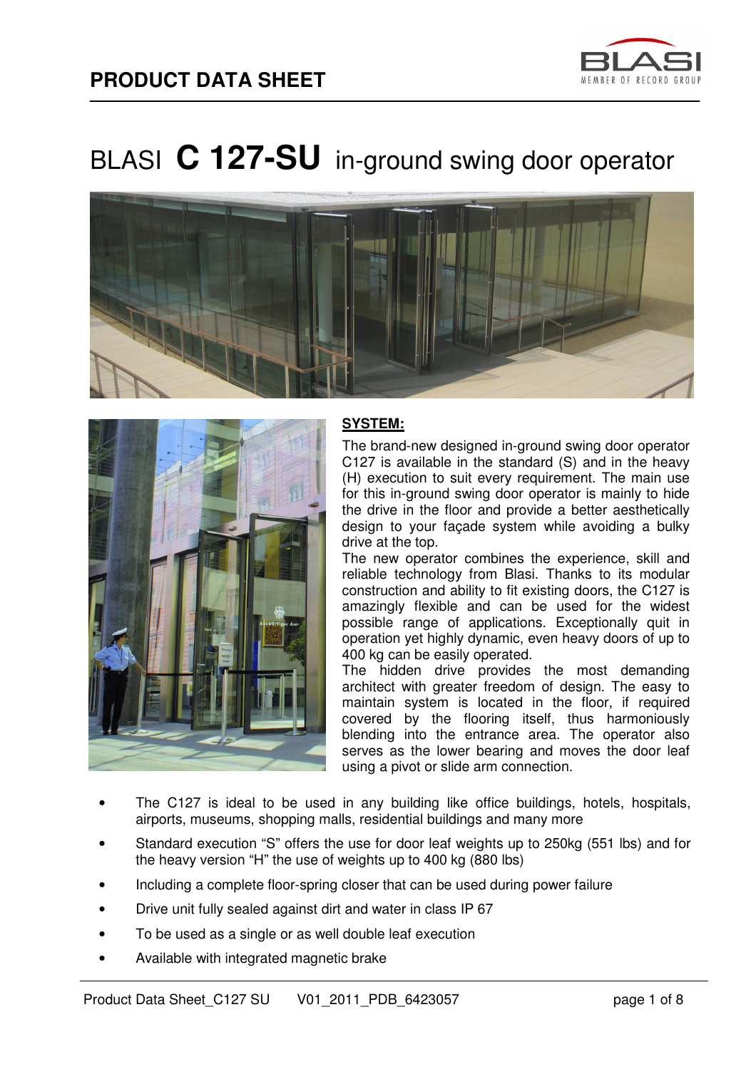# PRODUCT DATA SHEET

# BLASI **C 127-SU** in-ground swing door operator

**SYSTEM:**

The brand-new designed in-ground swing door operator C127 is available in the standard (S) and in the heavy (H) execution to suit every requirement. The main use for this in-ground swing door operator is mainly to hide the drive in the floor and provide a better aesthetically design to your façade system while avoiding a bulky drive at the top.

The new operator combines the experience, skill and reliable technology from Blasi. Thanks to its modular construction and ability to fit existing doors, the C127 is amazingly flexible and can be used for the widest possible range of applications. Exceptionally quit in operation yet highly dynamic, even heavy doors of up to 400 kg can be easily operated.

The hidden drive provides the most demanding architect with greater freedom of design. The easy to maintain system is located in the floor, if required covered by the flooring itself, thus harmoniously blending into the entrance area. The operator also serves as the lower bearing and moves the door leaf using a pivot or slide arm connection.

- The C127 is ideal to be used in any building like office buildings, hotels, hospitals, airports, museums, shopping malls, residential buildings and many more
- Standard execution "S" offers the use for door leaf weights up to 250kg (551 lbs) and for the heavy version "H" the use of weights up to 400 kg (880 lbs)
- Including a complete floor-spring closer that can be used during power failure
- Drive unit fully sealed against dirt and water in class IP 67
- To be used as a single or as well double leaf execution
- Available with integrated magnetic brake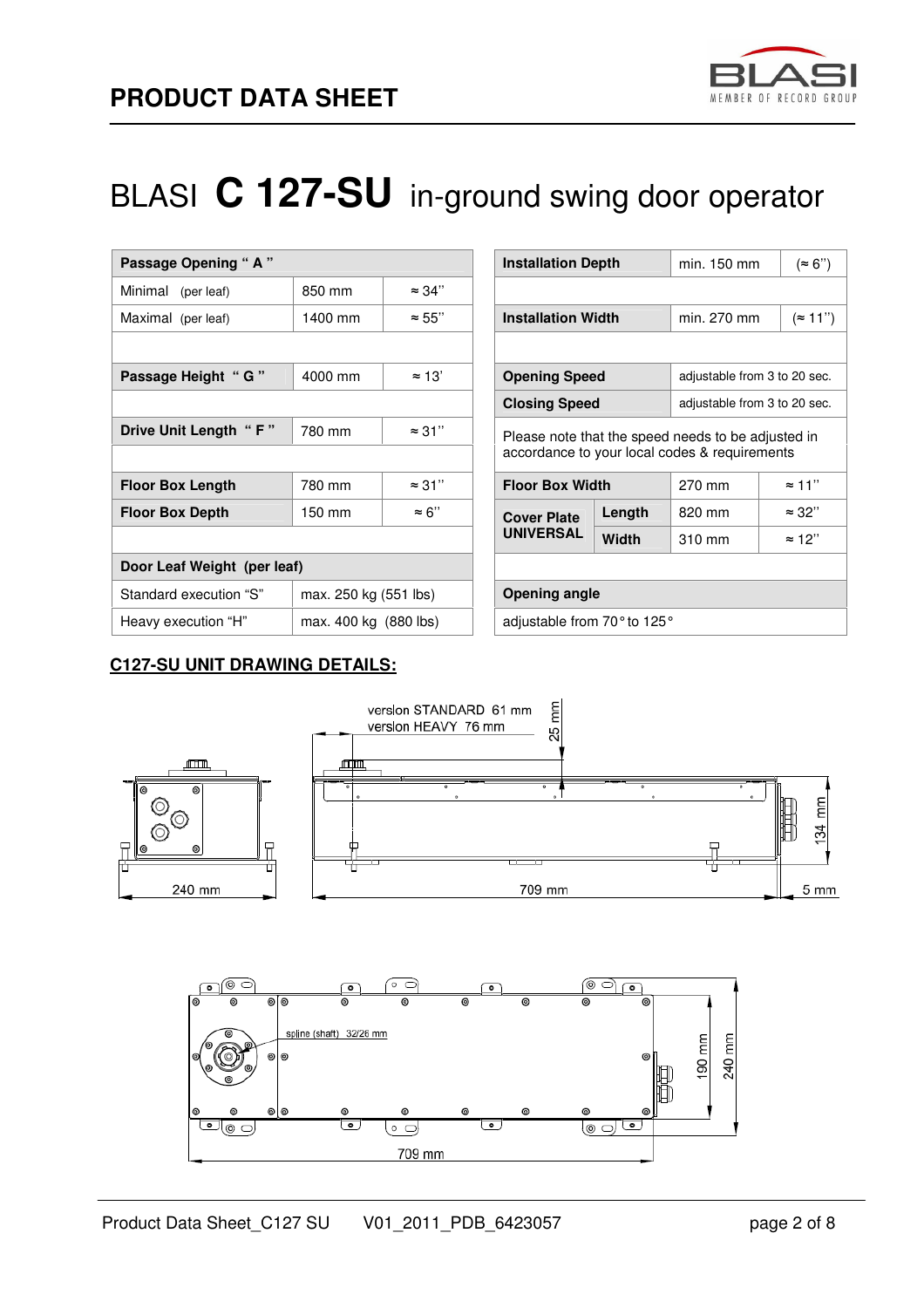# PRODUCT DATA SHEET

# BLASI **C 127-SU** in-ground swing door operator

| Passage Opening " A " | | |
|---|---|---|
| Minimal (per leaf) | 850 mm | ≈ 34'' |
| Maximal (per leaf) | 1400 mm | ≈ 55'' |
| | | |
| **Passage Height " G "** | 4000 mm | ≈ 13' |
| | | |
| **Drive Unit Length " F "** | 780 mm | ≈ 31'' |
| | | |
| **Floor Box Length** | 780 mm | ≈ 31'' |
| **Floor Box Depth** | 150 mm | ≈ 6'' |
| | | |
| **Door Leaf Weight (per leaf)** | | |
| Standard execution "S" | max. 250 kg (551 lbs) | |
| Heavy execution "H" | max. 400 kg (880 lbs) | |

| Installation Depth | | min. 150 mm | (≈ 6'') |
|---|---|---|---|
| | | | |
| **Installation Width** | | min. 270 mm | (≈ 11'') |
| | | | |
| **Opening Speed** | | adjustable from 3 to 20 sec. | |
| **Closing Speed** | | adjustable from 3 to 20 sec. | |
| Please note that the speed needs to be adjusted in accordance to your local codes & requirements | | | |
| **Floor Box Width** | | 270 mm | ≈ 11'' |
| **Cover Plate UNIVERSAL** | **Length** | 820 mm | ≈ 32'' |
| | **Width** | 310 mm | ≈ 12'' |
| | | | |
| **Opening angle** | | | |
| adjustable from 70° to 125° | | | |

## C127-SU UNIT DRAWING DETAILS:

version STANDARD 61 mm
version HEAVY 76 mm
25 mm
134 mm
240 mm
709 mm
5 mm

spline (shaft) 32/26 mm
190 mm
240 mm
709 mm

Product Data Sheet_C127 SU V01_2011_PDB_6423057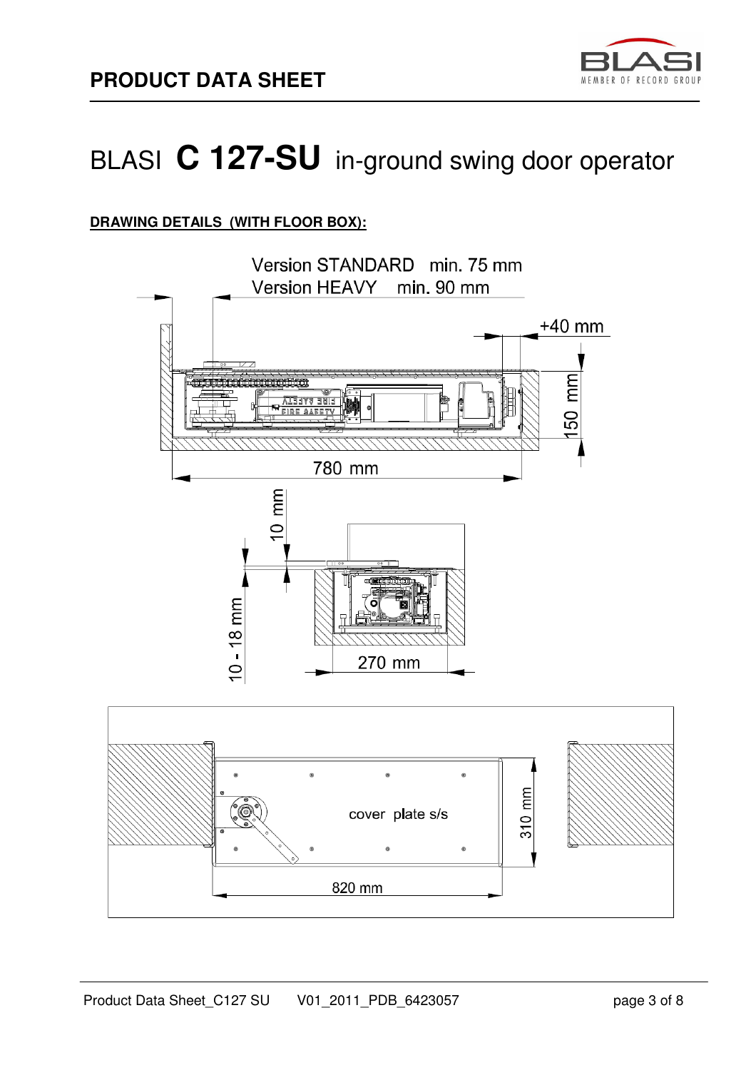# BLASI **C 127-SU** in-ground swing door operator

**DRAWING DETAILS (WITH FLOOR BOX):**

Version STANDARD min. 75 mm
Version HEAVY min. 90 mm

+40 mm

150 mm

780 mm

10 mm

10 - 18 mm

270 mm

cover plate s/s

310 mm

820 mm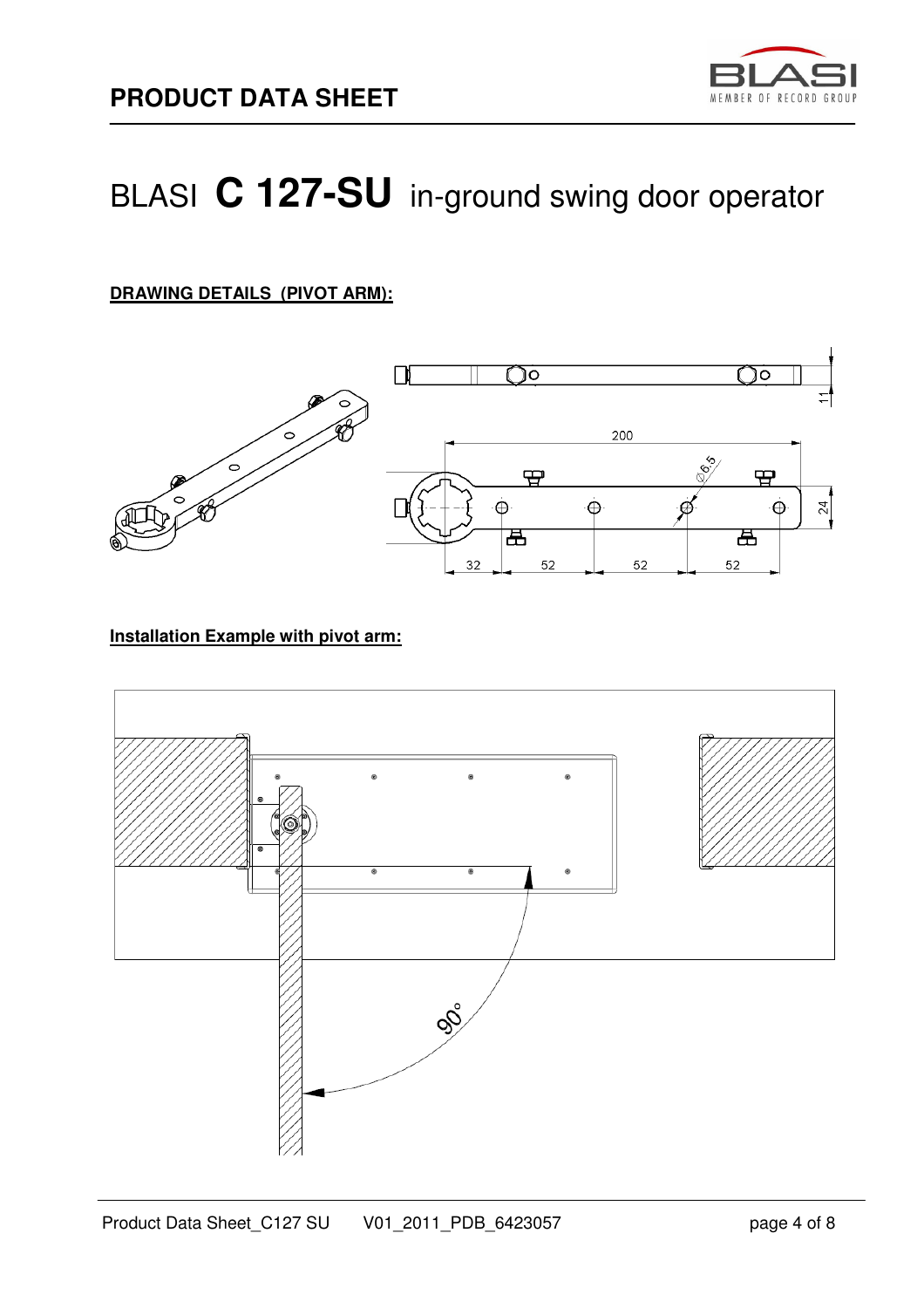# BLASI **C 127-SU** in-ground swing door operator

**DRAWING DETAILS (PIVOT ARM):**

**Installation Example with pivot arm:**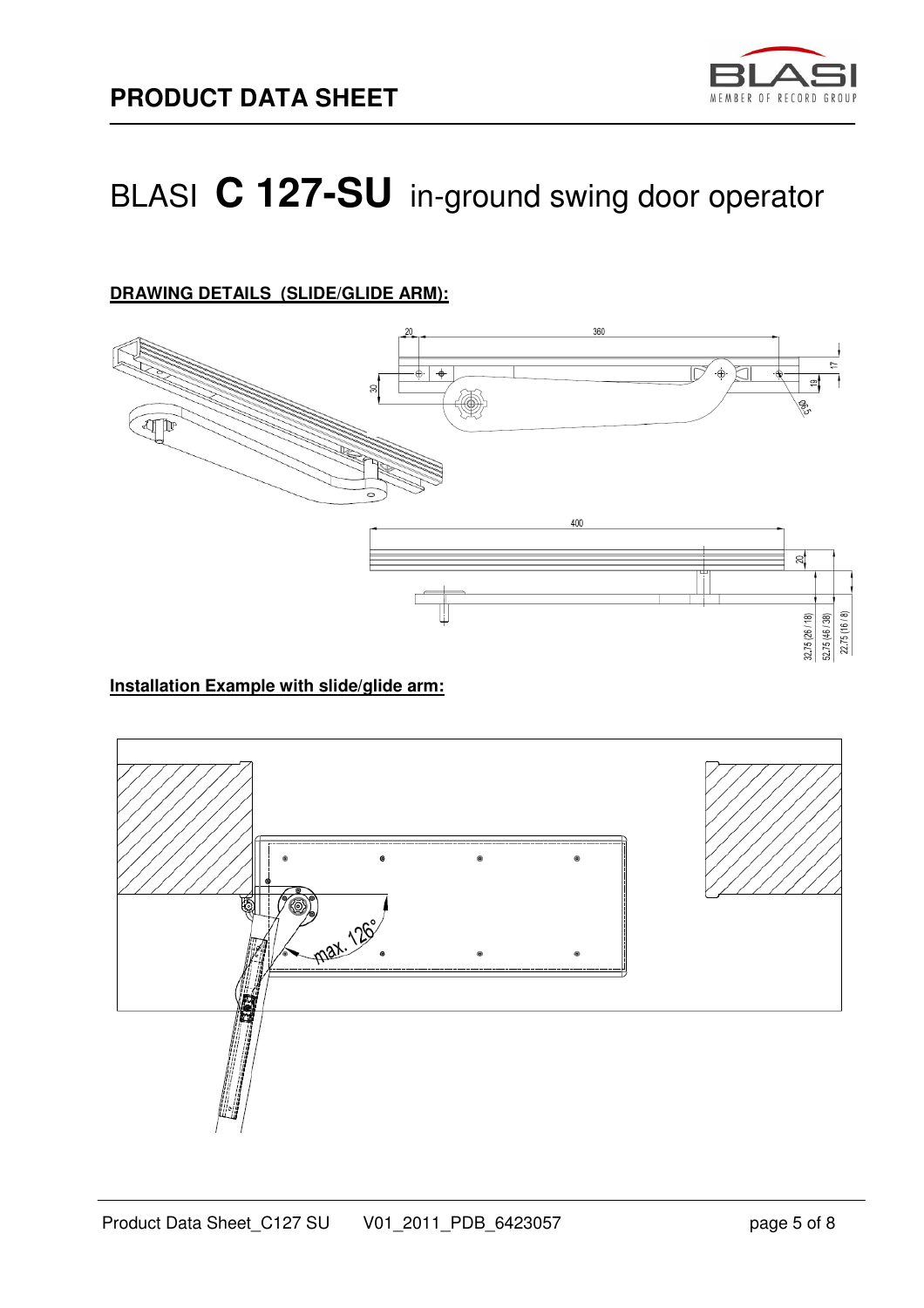# BLASI **C 127-SU** in-ground swing door operator

**DRAWING DETAILS (SLIDE/GLIDE ARM):**

**Installation Example with slide/glide arm:**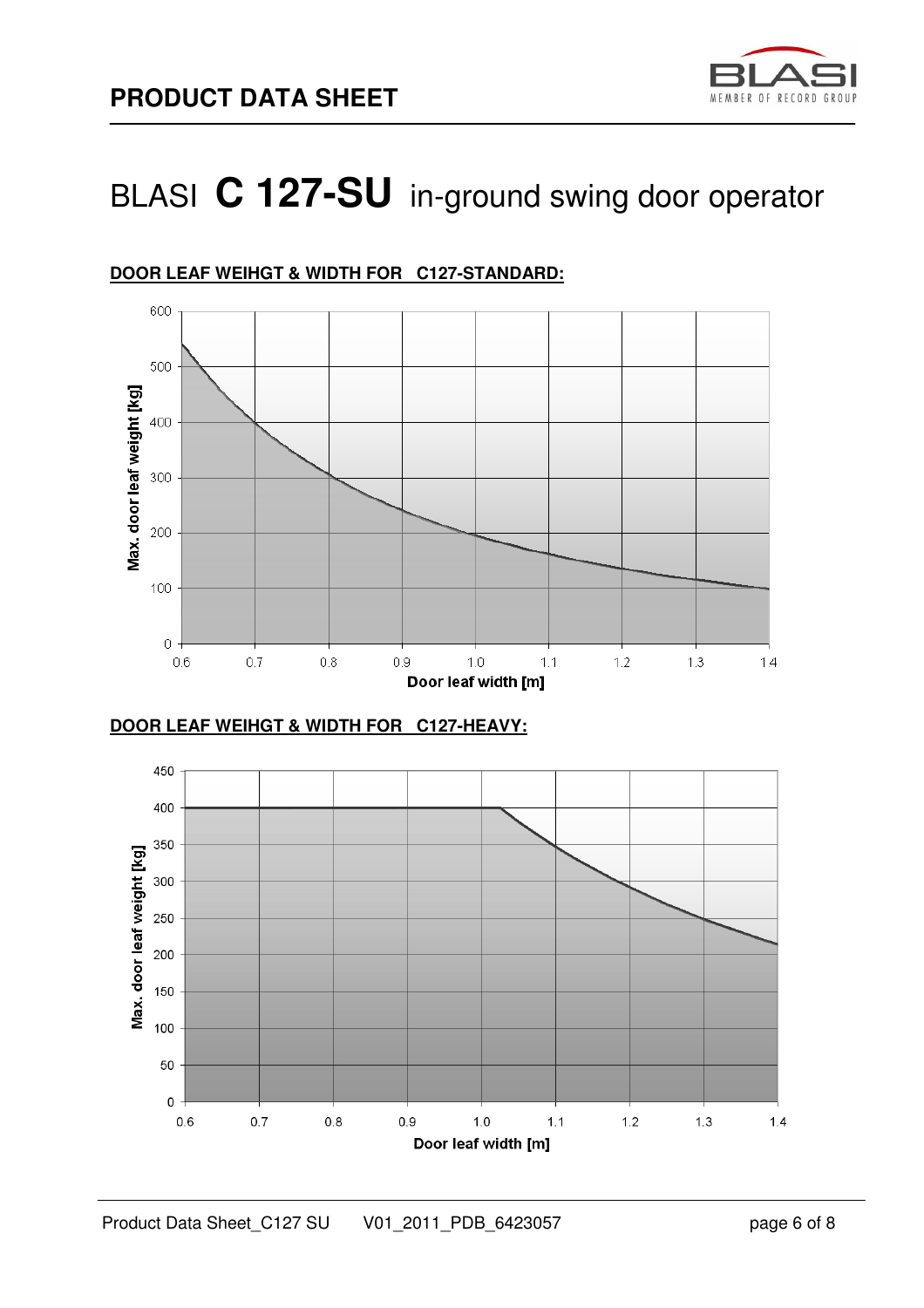# BLASI **C 127-SU** in-ground swing door operator

**DOOR LEAF WEIHGT & WIDTH FOR C127-STANDARD:**

Max. door leaf weight [kg]

600
500
400
300
200
100
0

0.6 0.7 0.8 0.9 1.0 1.1 1.2 1.3 1.4

Door leaf width [m]

**DOOR LEAF WEIHGT & WIDTH FOR C127-HEAVY:**

Max. door leaf weight [kg]

450
400
350
300
250
200
150
100
50
0

0.6 0.7 0.8 0.9 1.0 1.1 1.2 1.3 1.4

Door leaf width [m]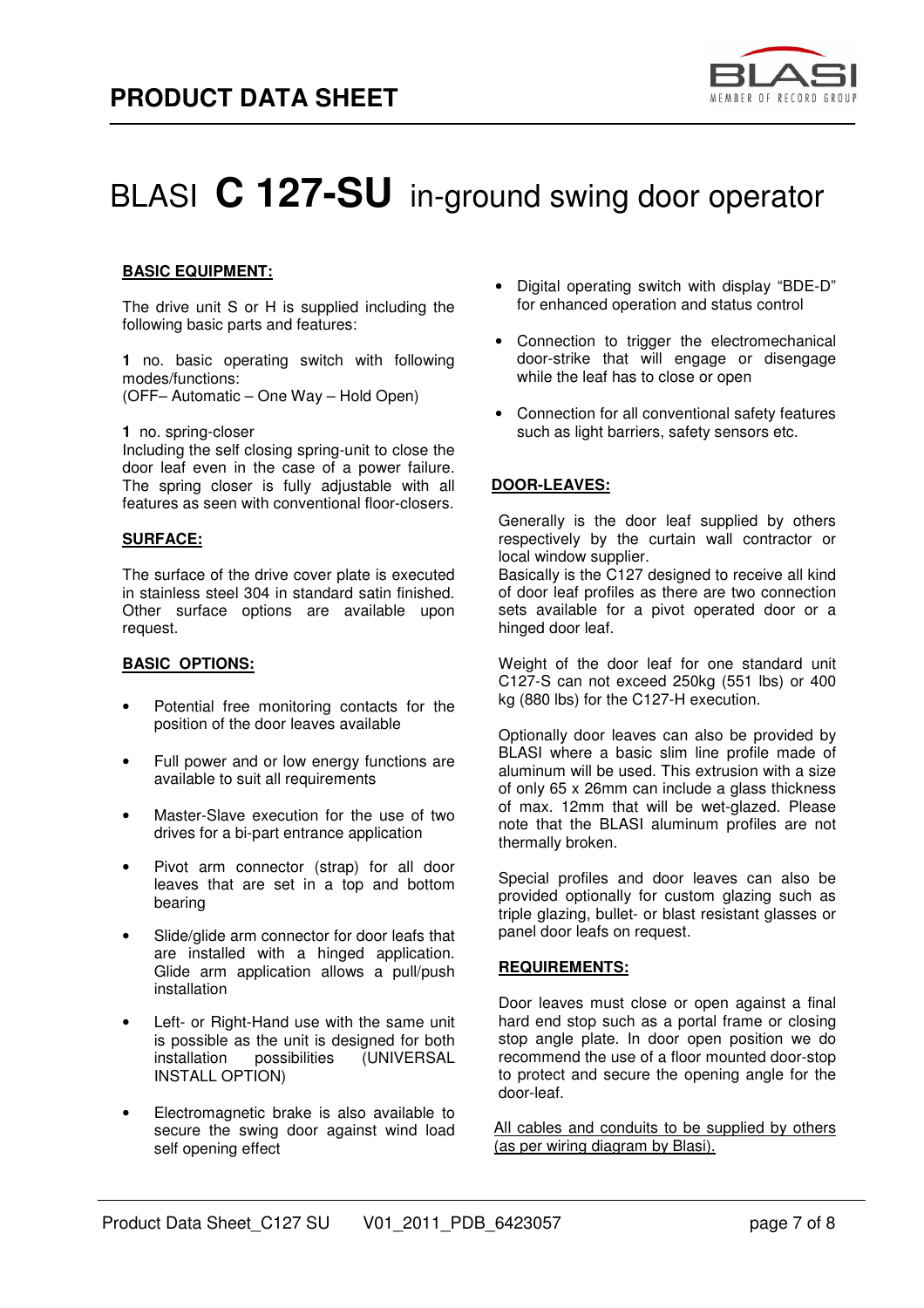# PRODUCT DATA SHEET

# BLASI **C 127-SU** in-ground swing door operator

**BASIC EQUIPMENT:**

The drive unit S or H is supplied including the following basic parts and features:

**1** no. basic operating switch with following modes/functions:
(OFF– Automatic – One Way – Hold Open)

**1** no. spring-closer
Including the self closing spring-unit to close the door leaf even in the case of a power failure. The spring closer is fully adjustable with all features as seen with conventional floor-closers.

**SURFACE:**

The surface of the drive cover plate is executed in stainless steel 304 in standard satin finished. Other surface options are available upon request.

**BASIC OPTIONS:**

- Potential free monitoring contacts for the position of the door leaves available
- Full power and or low energy functions are available to suit all requirements
- Master-Slave execution for the use of two drives for a bi-part entrance application
- Pivot arm connector (strap) for all door leaves that are set in a top and bottom bearing
- Slide/glide arm connector for door leafs that are installed with a hinged application. Glide arm application allows a pull/push installation
- Left- or Right-Hand use with the same unit is possible as the unit is designed for both installation possibilities (UNIVERSAL INSTALL OPTION)
- Electromagnetic brake is also available to secure the swing door against wind load self opening effect
- Digital operating switch with display "BDE-D" for enhanced operation and status control
- Connection to trigger the electromechanical door-strike that will engage or disengage while the leaf has to close or open
- Connection for all conventional safety features such as light barriers, safety sensors etc.

**DOOR-LEAVES:**

Generally is the door leaf supplied by others respectively by the curtain wall contractor or local window supplier.
Basically is the C127 designed to receive all kind of door leaf profiles as there are two connection sets available for a pivot operated door or a hinged door leaf.

Weight of the door leaf for one standard unit C127-S can not exceed 250kg (551 lbs) or 400 kg (880 lbs) for the C127-H execution.

Optionally door leaves can also be provided by BLASI where a basic slim line profile made of aluminum will be used. This extrusion with a size of only 65 x 26mm can include a glass thickness of max. 12mm that will be wet-glazed. Please note that the BLASI aluminum profiles are not thermally broken.

Special profiles and door leaves can also be provided optionally for custom glazing such as triple glazing, bullet- or blast resistant glasses or panel door leafs on request.

**REQUIREMENTS:**

Door leaves must close or open against a final hard end stop such as a portal frame or closing stop angle plate. In door open position we do recommend the use of a floor mounted door-stop to protect and secure the opening angle for the door-leaf.

<u>All cables and conduits to be supplied by others (as per wiring diagram by Blasi).</u>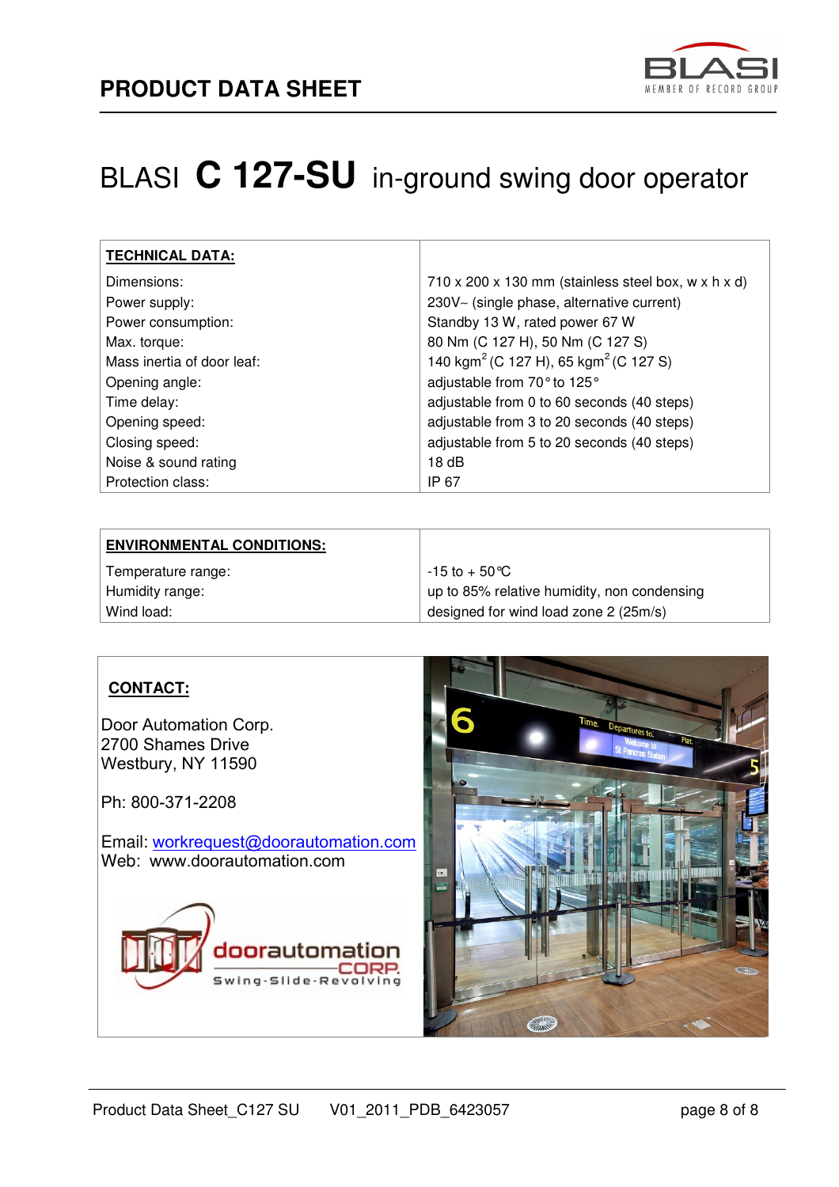# PRODUCT DATA SHEET

# BLASI **C 127-SU** in-ground swing door operator

| **TECHNICAL DATA:** | |
|---|---|
| Dimensions: | 710 x 200 x 130 mm (stainless steel box, w x h x d) |
| Power supply: | 230V~ (single phase, alternative current) |
| Power consumption: | Standby 13 W, rated power 67 W |
| Max. torque: | 80 Nm (C 127 H), 50 Nm (C 127 S) |
| Mass inertia of door leaf: | 140 kgm$^2$ (C 127 H), 65 kgm$^2$ (C 127 S) |
| Opening angle: | adjustable from 70° to 125° |
| Time delay: | adjustable from 0 to 60 seconds (40 steps) |
| Opening speed: | adjustable from 3 to 20 seconds (40 steps) |
| Closing speed: | adjustable from 5 to 20 seconds (40 steps) |
| Noise & sound rating | 18 dB |
| Protection class: | IP 67 |

| **ENVIRONMENTAL CONDITIONS:** | |
|---|---|
| Temperature range: | -15 to + 50°C |
| Humidity range: | up to 85% relative humidity, non condensing |
| Wind load: | designed for wind load zone 2 (25m/s) |

**CONTACT:**

Door Automation Corp.
2700 Shames Drive
Westbury, NY 11590

Ph: 800-371-2208

Email: workrequest@doorautomation.com
Web: www.doorautomation.com

doorautomation CORP.
Swing-Slide-Revolving